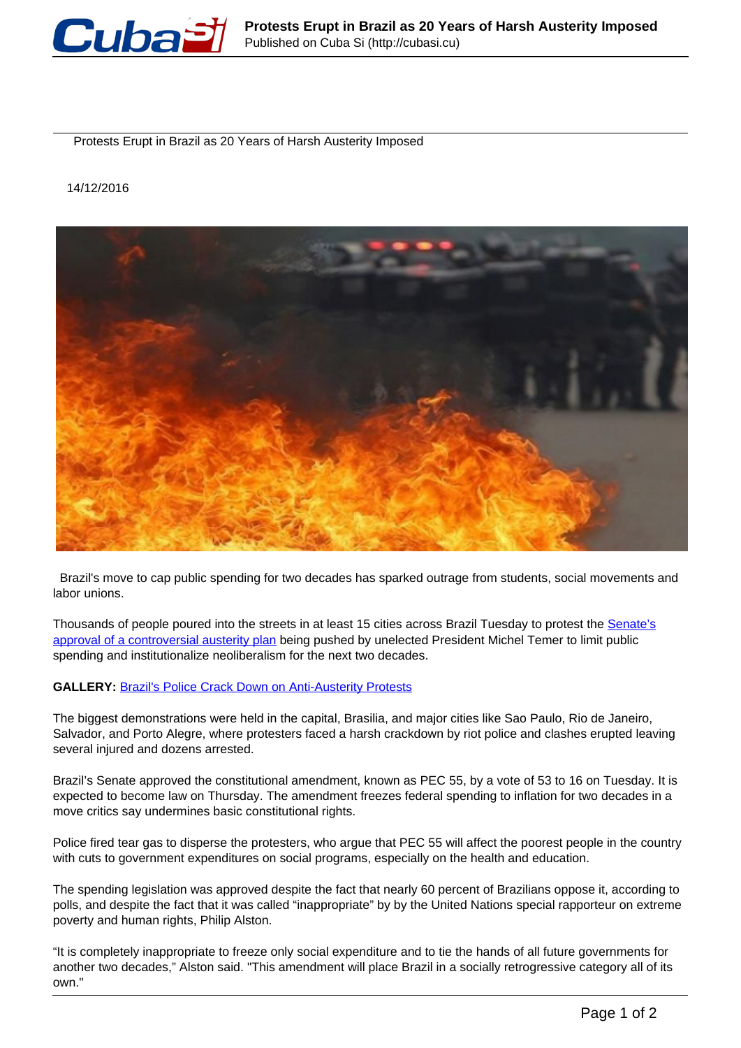# Protests Erupt in Brazil as 20 Years of Harsh Austerity Imposed

14/12/2016

Brazil's move to cap public spending for two decades has sparked outrage from students, social movements and labor unions.

Thousands of people poured into the streets in at least 15 cities across Brazil Tuesday to protest the [Senate's approval of a controversial austerity plan]() being pushed by unelected President Michel Temer to limit public spending and institutionalize neoliberalism for the next two decades.

**GALLERY:** [Brazil's Police Crack Down on Anti-Austerity Protests]()

The biggest demonstrations were held in the capital, Brasilia, and major cities like Sao Paulo, Rio de Janeiro, Salvador, and Porto Alegre, where protesters faced a harsh crackdown by riot police and clashes erupted leaving several injured and dozens arrested.

Brazil's Senate approved the constitutional amendment, known as PEC 55, by a vote of 53 to 16 on Tuesday. It is expected to become law on Thursday. The amendment freezes federal spending to inflation for two decades in a move critics say undermines basic constitutional rights.

Police fired tear gas to disperse the protesters, who argue that PEC 55 will affect the poorest people in the country with cuts to government expenditures on social programs, especially on the health and education.

The spending legislation was approved despite the fact that nearly 60 percent of Brazilians oppose it, according to polls, and despite the fact that it was called "inappropriate" by by the United Nations special rapporteur on extreme poverty and human rights, Philip Alston.

"It is completely inappropriate to freeze only social expenditure and to tie the hands of all future governments for another two decades," Alston said. "This amendment will place Brazil in a socially retrogressive category all of its own."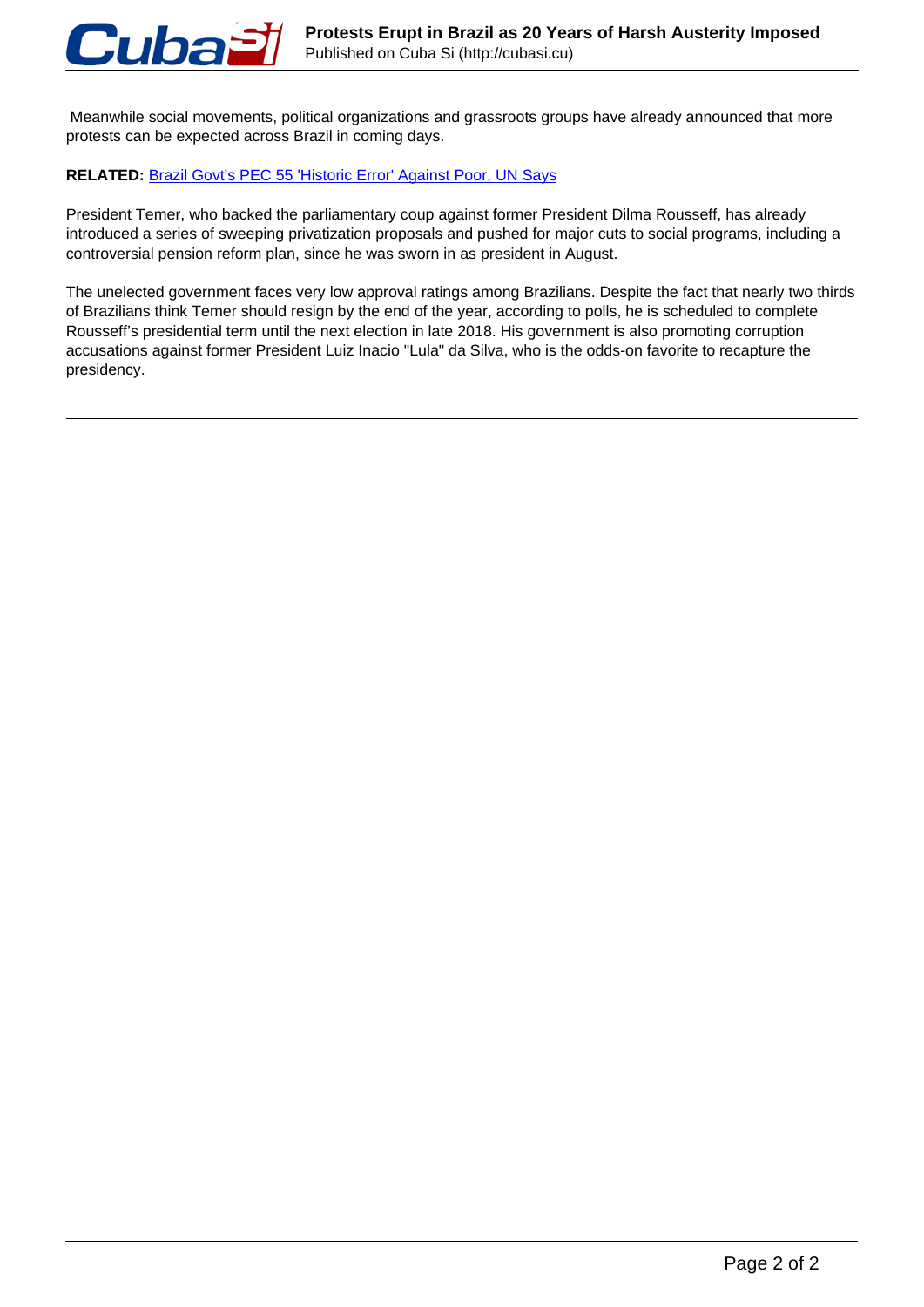Meanwhile social movements, political organizations and grassroots groups have already announced that more protests can be expected across Brazil in coming days.

**RELATED:** Brazil Govt's PEC 55 'Historic Error' Against Poor, UN Says

President Temer, who backed the parliamentary coup against former President Dilma Rousseff, has already introduced a series of sweeping privatization proposals and pushed for major cuts to social programs, including a controversial pension reform plan, since he was sworn in as president in August.

The unelected government faces very low approval ratings among Brazilians. Despite the fact that nearly two thirds of Brazilians think Temer should resign by the end of the year, according to polls, he is scheduled to complete Rousseff's presidential term until the next election in late 2018. His government is also promoting corruption accusations against former President Luiz Inacio "Lula" da Silva, who is the odds-on favorite to recapture the presidency.